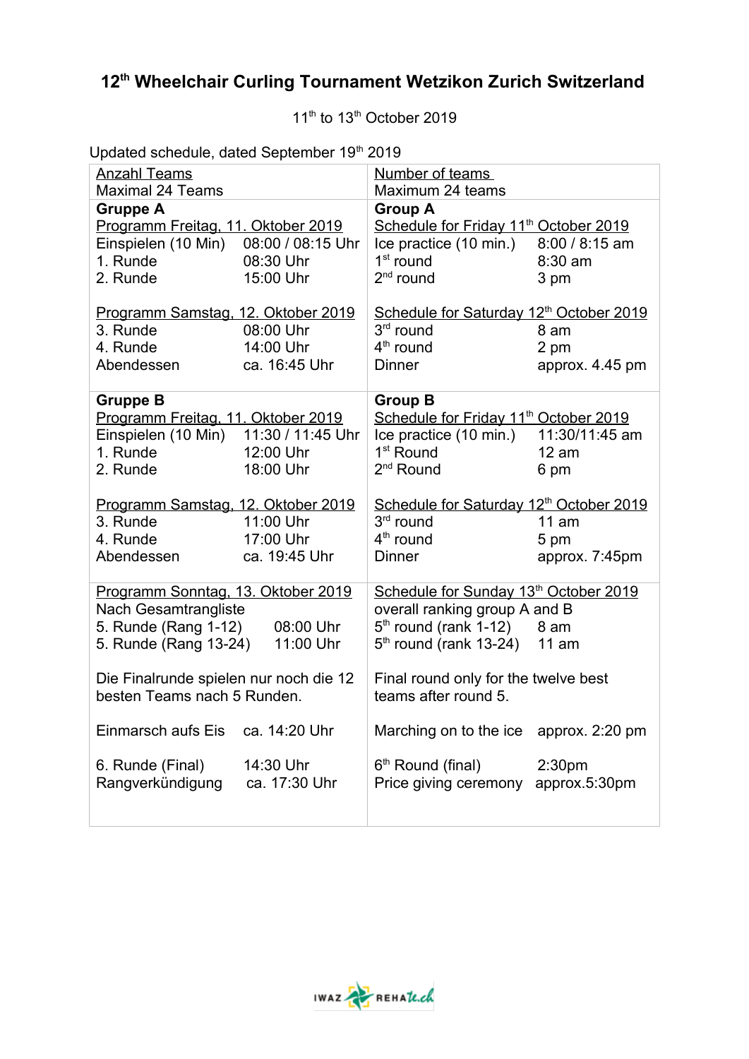# 12th Wheelchair Curling Tournament Wetzikon Zurich Switzerland

11th to 13th October 2019

Updated schedule, dated September 19th 2019

| Deutsch | English |
|---|---|
| <u>Anzahl Teams</u><br>Maximal 24 Teams | <u>Number of teams</u><br>Maximum 24 teams |
| **Gruppe A**<br><u>Programm Freitag, 11. Oktober 2019</u><br>Einspielen (10 Min) 08:00 / 08:15 Uhr<br>1. Runde 08:30 Uhr<br>2. Runde 15:00 Uhr<br><br><u>Programm Samstag, 12. Oktober 2019</u><br>3. Runde 08:00 Uhr<br>4. Runde 14:00 Uhr<br>Abendessen ca. 16:45 Uhr | **Group A**<br><u>Schedule for Friday 11th October 2019</u><br>Ice practice (10 min.) 8:00 / 8:15 am<br>1st round 8:30 am<br>2nd round 3 pm<br><br><u>Schedule for Saturday 12th October 2019</u><br>3rd round 8 am<br>4th round 2 pm<br>Dinner approx. 4.45 pm |
| **Gruppe B**<br><u>Programm Freitag, 11. Oktober 2019</u><br>Einspielen (10 Min) 11:30 / 11:45 Uhr<br>1. Runde 12:00 Uhr<br>2. Runde 18:00 Uhr<br><br><u>Programm Samstag, 12. Oktober 2019</u><br>3. Runde 11:00 Uhr<br>4. Runde 17:00 Uhr<br>Abendessen ca. 19:45 Uhr | **Group B**<br><u>Schedule for Friday 11th October 2019</u><br>Ice practice (10 min.) 11:30/11:45 am<br>1st Round 12 am<br>2nd Round 6 pm<br><br><u>Schedule for Saturday 12th October 2019</u><br>3rd round 11 am<br>4th round 5 pm<br>Dinner approx. 7:45pm |
| <u>Programm Sonntag, 13. Oktober 2019</u><br>Nach Gesamtrangliste<br>5. Runde (Rang 1-12) 08:00 Uhr<br>5. Runde (Rang 13-24) 11:00 Uhr<br><br>Die Finalrunde spielen nur noch die 12 besten Teams nach 5 Runden.<br><br>Einmarsch aufs Eis ca. 14:20 Uhr<br><br>6. Runde (Final) 14:30 Uhr<br>Rangverkündigung ca. 17:30 Uhr | <u>Schedule for Sunday 13th October 2019</u><br>overall ranking group A and B<br>5th round (rank 1-12) 8 am<br>5th round (rank 13-24) 11 am<br><br>Final round only for the twelve best teams after round 5.<br><br>Marching on to the ice approx. 2:20 pm<br><br>6th Round (final) 2:30pm<br>Price giving ceremony approx.5:30pm |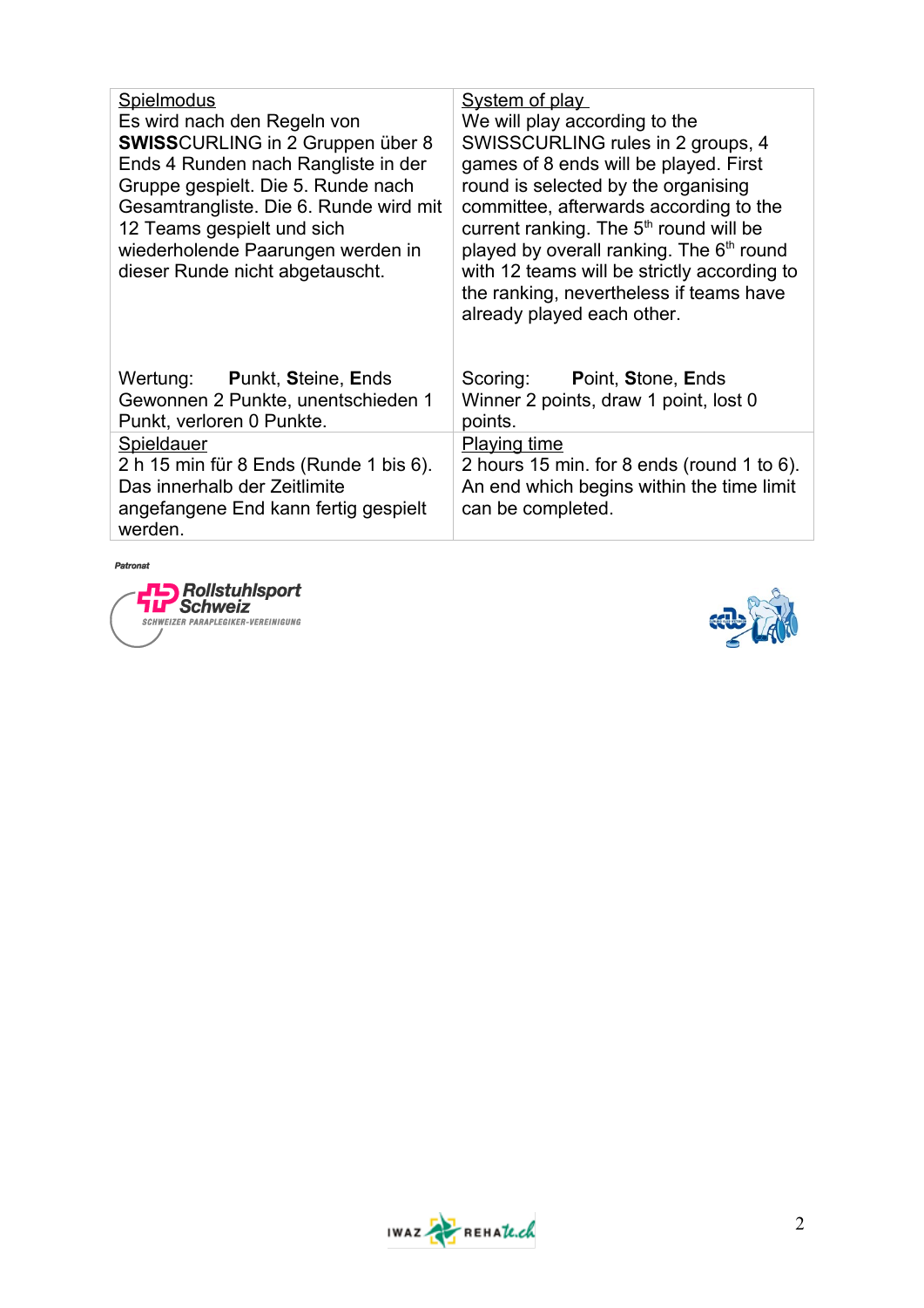| | |
|---|---|
| Spielmodus<br>Es wird nach den Regeln von **SWISS**CURLING in 2 Gruppen über 8 Ends 4 Runden nach Rangliste in der Gruppe gespielt. Die 5. Runde nach Gesamtrangliste. Die 6. Runde wird mit 12 Teams gespielt und sich wiederholende Paarungen werden in dieser Runde nicht abgetauscht. | System of play<br>We will play according to the SWISSCURLING rules in 2 groups, 4 games of 8 ends will be played. First round is selected by the organising committee, afterwards according to the current ranking. The 5th round will be played by overall ranking. The 6th round with 12 teams will be strictly according to the ranking, nevertheless if teams have already played each other. |
| Wertung: **P**unkt, **S**teine, **E**nds<br>Gewonnen 2 Punkte, unentschieden 1 Punkt, verloren 0 Punkte. | Scoring: **P**oint, **S**tone, **E**nds<br>Winner 2 points, draw 1 point, lost 0 points. |
| Spieldauer<br>2 h 15 min für 8 Ends (Runde 1 bis 6). Das innerhalb der Zeitlimite angefangene End kann fertig gespielt werden. | Playing time<br>2 hours 15 min. for 8 ends (round 1 to 6). An end which begins within the time limit can be completed. |

Patronat

Rollstuhlsport Schweiz
SCHWEIZER PARAPLEGIKER-VEREINIGUNG

IWAZ REHAtech